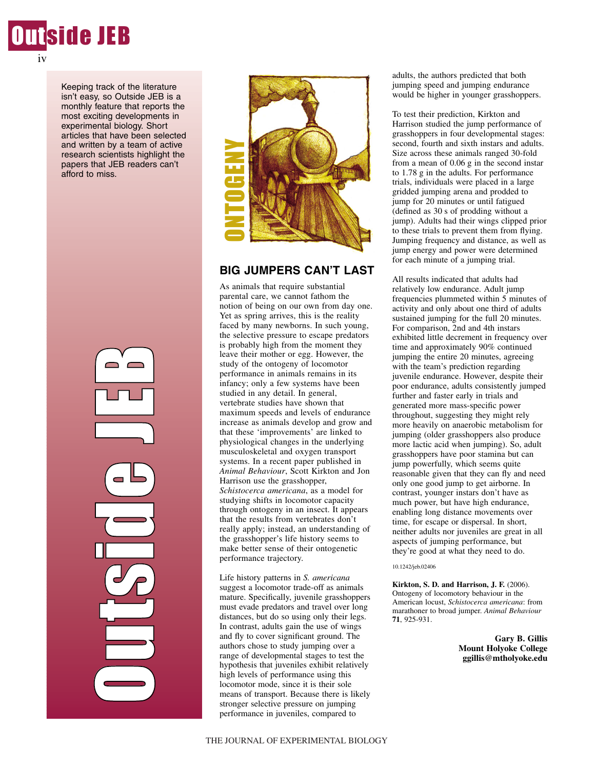Keeping track of the literature isn't easy, so Outside JEB is a monthly feature that reports the most exciting developments in experimental biology. Short articles that have been selected and written by a team of active research scientists highlight the papers that JEB readers can't afford to miss.

ONTOGENY

## BIG JUMPERS CAN'T LAST

As animals that require substantial parental care, we cannot fathom the notion of being on our own from day one. Yet as spring arrives, this is the reality faced by many newborns. In such young, the selective pressure to escape predators is probably high from the moment they leave their mother or egg. However, the study of the ontogeny of locomotor performance in animals remains in its infancy; only a few systems have been studied in any detail. In general, vertebrate studies have shown that maximum speeds and levels of endurance increase as animals develop and grow and that these 'improvements' are linked to physiological changes in the underlying musculoskeletal and oxygen transport systems. In a recent paper published in *Animal Behaviour*, Scott Kirkton and Jon Harrison use the grasshopper, *Schistocerca americana*, as a model for studying shifts in locomotor capacity through ontogeny in an insect. It appears that the results from vertebrates don't really apply; instead, an understanding of the grasshopper's life history seems to make better sense of their ontogenetic performance trajectory.

Life history patterns in *S. americana* suggest a locomotor trade-off as animals mature. Specifically, juvenile grasshoppers must evade predators and travel over long distances, but do so using only their legs. In contrast, adults gain the use of wings and fly to cover significant ground. The authors chose to study jumping over a range of developmental stages to test the hypothesis that juveniles exhibit relatively high levels of performance using this locomotor mode, since it is their sole means of transport. Because there is likely stronger selective pressure on jumping performance in juveniles, compared to adults, the authors predicted that both jumping speed and jumping endurance would be higher in younger grasshoppers.

To test their prediction, Kirkton and Harrison studied the jump performance of grasshoppers in four developmental stages: second, fourth and sixth instars and adults. Size across these animals ranged 30-fold from a mean of 0.06 g in the second instar to 1.78 g in the adults. For performance trials, individuals were placed in a large gridded jumping arena and prodded to jump for 20 minutes or until fatigued (defined as 30 s of prodding without a jump). Adults had their wings clipped prior to these trials to prevent them from flying. Jumping frequency and distance, as well as jump energy and power were determined for each minute of a jumping trial.

All results indicated that adults had relatively low endurance. Adult jump frequencies plummeted within 5 minutes of activity and only about one third of adults sustained jumping for the full 20 minutes. For comparison, 2nd and 4th instars exhibited little decrement in frequency over time and approximately 90% continued jumping the entire 20 minutes, agreeing with the team's prediction regarding juvenile endurance. However, despite their poor endurance, adults consistently jumped further and faster early in trials and generated more mass-specific power throughout, suggesting they might rely more heavily on anaerobic metabolism for jumping (older grasshoppers also produce more lactic acid when jumping). So, adult grasshoppers have poor stamina but can jump powerfully, which seems quite reasonable given that they can fly and need only one good jump to get airborne. In contrast, younger instars don't have as much power, but have high endurance, enabling long distance movements over time, for escape or dispersal. In short, neither adults nor juveniles are great in all aspects of jumping performance, but they're good at what they need to do.

10.1242/jeb.02406

**Kirkton, S. D. and Harrison, J. F.** (2006). Ontogeny of locomotory behaviour in the American locust, *Schistocerca americana*: from marathoner to broad jumper. *Animal Behaviour* **71**, 925-931.

**Gary B. Gillis**
**Mount Holyoke College**
**ggillis@mtholyoke.edu**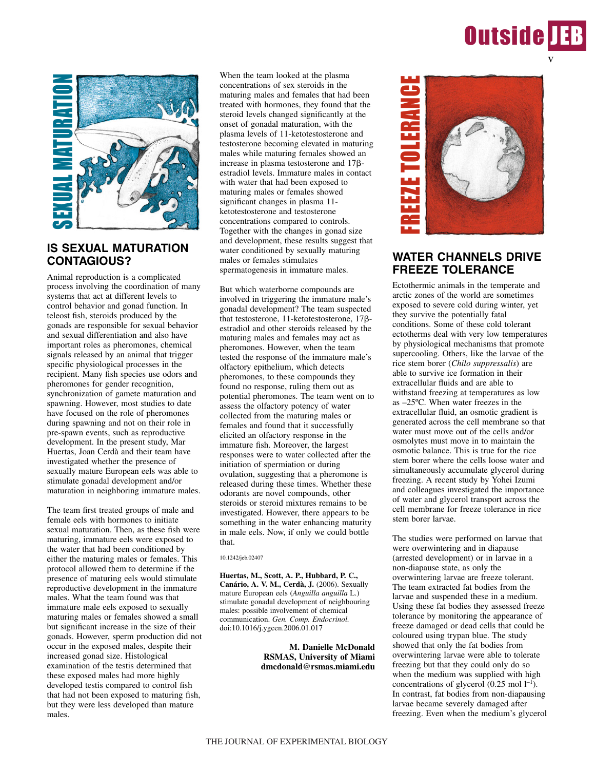SEXUAL MATURATION

## IS SEXUAL MATURATION CONTAGIOUS?

Animal reproduction is a complicated process involving the coordination of many systems that act at different levels to control behavior and gonad function. In teleost fish, steroids produced by the gonads are responsible for sexual behavior and sexual differentiation and also have important roles as pheromones, chemical signals released by an animal that trigger specific physiological processes in the recipient. Many fish species use odors and pheromones for gender recognition, synchronization of gamete maturation and spawning. However, most studies to date have focused on the role of pheromones during spawning and not on their role in pre-spawn events, such as reproductive development. In the present study, Mar Huertas, Joan Cerdà and their team have investigated whether the presence of sexually mature European eels was able to stimulate gonadal development and/or maturation in neighboring immature males.

The team first treated groups of male and female eels with hormones to initiate sexual maturation. Then, as these fish were maturing, immature eels were exposed to the water that had been conditioned by either the maturing males or females. This protocol allowed them to determine if the presence of maturing eels would stimulate reproductive development in the immature males. What the team found was that immature male eels exposed to sexually maturing males or females showed a small but significant increase in the size of their gonads. However, sperm production did not occur in the exposed males, despite their increased gonad size. Histological examination of the testis determined that these exposed males had more highly developed testis compared to control fish that had not been exposed to maturing fish, but they were less developed than mature males.

When the team looked at the plasma concentrations of sex steroids in the maturing males and females that had been treated with hormones, they found that the steroid levels changed significantly at the onset of gonadal maturation, with the plasma levels of 11-ketotestosterone and testosterone becoming elevated in maturing males while maturing females showed an increase in plasma testosterone and 17β-estradiol levels. Immature males in contact with water that had been exposed to maturing males or females showed significant changes in plasma 11-ketotestosterone and testosterone concentrations compared to controls. Together with the changes in gonad size and development, these results suggest that water conditioned by sexually maturing males or females stimulates spermatogenesis in immature males.

But which waterborne compounds are involved in triggering the immature male's gonadal development? The team suspected that testosterone, 11-ketotestosterone, 17β-estradiol and other steroids released by the maturing males and females may act as pheromones. However, when the team tested the response of the immature male's olfactory epithelium, which detects pheromones, to these compounds they found no response, ruling them out as potential pheromones. The team went on to assess the olfactory potency of water collected from the maturing males or females and found that it successfully elicited an olfactory response in the immature fish. Moreover, the largest responses were to water collected after the initiation of spermiation or during ovulation, suggesting that a pheromone is released during these times. Whether these odorants are novel compounds, other steroids or steroid mixtures remains to be investigated. However, there appears to be something in the water enhancing maturity in male eels. Now, if only we could bottle that.

10.1242/jeb.02407

**Huertas, M., Scott, A. P., Hubbard, P. C., Canário, A. V. M., Cerdà, J.** (2006). Sexually mature European eels (*Anguilla anguilla* L.) stimulate gonadal development of neighbouring males: possible involvement of chemical communication. *Gen. Comp. Endocrinol.* doi:10.1016/j.ygcen.2006.01.017

**M. Danielle McDonald**
**RSMAS, University of Miami**
**dmcdonald@rsmas.miami.edu**

FREEZE TOLERANCE

## WATER CHANNELS DRIVE FREEZE TOLERANCE

Ectothermic animals in the temperate and arctic zones of the world are sometimes exposed to severe cold during winter, yet they survive the potentially fatal conditions. Some of these cold tolerant ectotherms deal with very low temperatures by physiological mechanisms that promote supercooling. Others, like the larvae of the rice stem borer (*Chilo suppressalis*) are able to survive ice formation in their extracellular fluids and are able to withstand freezing at temperatures as low as –25ºC. When water freezes in the extracellular fluid, an osmotic gradient is generated across the cell membrane so that water must move out of the cells and/or osmolytes must move in to maintain the osmotic balance. This is true for the rice stem borer where the cells loose water and simultaneously accumulate glycerol during freezing. A recent study by Yohei Izumi and colleagues investigated the importance of water and glycerol transport across the cell membrane for freeze tolerance in rice stem borer larvae.

The studies were performed on larvae that were overwintering and in diapause (arrested development) or in larvae in a non-diapause state, as only the overwintering larvae are freeze tolerant. The team extracted fat bodies from the larvae and suspended these in a medium. Using these fat bodies they assessed freeze tolerance by monitoring the appearance of freeze damaged or dead cells that could be coloured using trypan blue. The study showed that only the fat bodies from overwintering larvae were able to tolerate freezing but that they could only do so when the medium was supplied with high concentrations of glycerol (0.25 mol $l^{-1}$). In contrast, fat bodies from non-diapausing larvae became severely damaged after freezing. Even when the medium's glycerol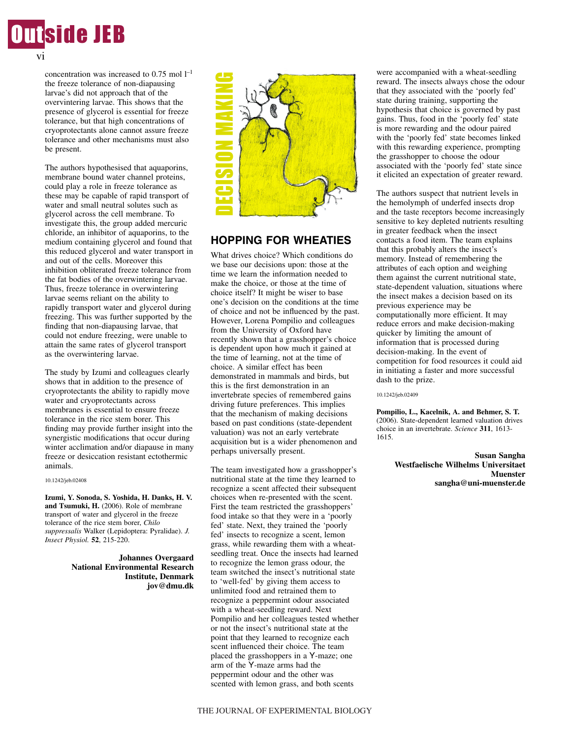concentration was increased to 0.75 mol $l^{-1}$ the freeze tolerance of non-diapausing larvae's did not approach that of the overvintering larvae. This shows that the presence of glycerol is essential for freeze tolerance, but that high concentrations of cryoprotectants alone cannot assure freeze tolerance and other mechanisms must also be present.

The authors hypothesised that aquaporins, membrane bound water channel proteins, could play a role in freeze tolerance as these may be capable of rapid transport of water and small neutral solutes such as glycerol across the cell membrane. To investigate this, the group added mercuric chloride, an inhibitor of aquaporins, to the medium containing glycerol and found that this reduced glycerol and water transport in and out of the cells. Moreover this inhibition obliterated freeze tolerance from the fat bodies of the overwintering larvae. Thus, freeze tolerance in overwintering larvae seems reliant on the ability to rapidly transport water and glycerol during freezing. This was further supported by the finding that non-diapausing larvae, that could not endure freezing, were unable to attain the same rates of glycerol transport as the overwintering larvae.

The study by Izumi and colleagues clearly shows that in addition to the presence of cryoprotectants the ability to rapidly move water and cryoprotectants across membranes is essential to ensure freeze tolerance in the rice stem borer. This finding may provide further insight into the synergistic modifications that occur during winter acclimation and/or diapause in many freeze or desiccation resistant ectothermic animals.

10.1242/jeb.02408

**Izumi, Y. Sonoda, S. Yoshida, H. Danks, H. V. and Tsumuki, H.** (2006). Role of membrane transport of water and glycerol in the freeze tolerance of the rice stem borer, *Chilo suppressalis* Walker (Lepidoptera: Pyralidae). *J. Insect Physiol.* **52**, 215-220.

**Johannes Overgaard**
**National Environmental Research Institute, Denmark**
**jov@dmu.dk**

DECISION MAKING

## HOPPING FOR WHEATIES

What drives choice? Which conditions do we base our decisions upon: those at the time we learn the information needed to make the choice, or those at the time of choice itself? It might be wiser to base one's decision on the conditions at the time of choice and not be influenced by the past. However, Lorena Pompilio and colleagues from the University of Oxford have recently shown that a grasshopper's choice is dependent upon how much it gained at the time of learning, not at the time of choice. A similar effect has been demonstrated in mammals and birds, but this is the first demonstration in an invertebrate species of remembered gains driving future preferences. This implies that the mechanism of making decisions based on past conditions (state-dependent valuation) was not an early vertebrate acquisition but is a wider phenomenon and perhaps universally present.

The team investigated how a grasshopper's nutritional state at the time they learned to recognize a scent affected their subsequent choices when re-presented with the scent. First the team restricted the grasshoppers' food intake so that they were in a 'poorly fed' state. Next, they trained the 'poorly fed' insects to recognize a scent, lemon grass, while rewarding them with a wheat-seedling treat. Once the insects had learned to recognize the lemon grass odour, the team switched the insect's nutritional state to 'well-fed' by giving them access to unlimited food and retrained them to recognize a peppermint odour associated with a wheat-seedling reward. Next Pompilio and her colleagues tested whether or not the insect's nutritional state at the point that they learned to recognize each scent influenced their choice. The team placed the grasshoppers in a Y-maze; one arm of the Y-maze arms had the peppermint odour and the other was scented with lemon grass, and both scents were accompanied with a wheat-seedling reward. The insects always chose the odour that they associated with the 'poorly fed' state during training, supporting the hypothesis that choice is governed by past gains. Thus, food in the 'poorly fed' state is more rewarding and the odour paired with the 'poorly fed' state becomes linked with this rewarding experience, prompting the grasshopper to choose the odour associated with the 'poorly fed' state since it elicited an expectation of greater reward.

The authors suspect that nutrient levels in the hemolymph of underfed insects drop and the taste receptors become increasingly sensitive to key depleted nutrients resulting in greater feedback when the insect contacts a food item. The team explains that this probably alters the insect's memory. Instead of remembering the attributes of each option and weighing them against the current nutritional state, state-dependent valuation, situations where the insect makes a decision based on its previous experience may be computationally more efficient. It may reduce errors and make decision-making quicker by limiting the amount of information that is processed during decision-making. In the event of competition for food resources it could aid in initiating a faster and more successful dash to the prize.

10.1242/jeb.02409

**Pompilio, L., Kacelnik, A. and Behmer, S. T.** (2006). State-dependent learned valuation drives choice in an invertebrate. *Science* **311**, 1613-1615.

**Susan Sangha**
**Westfaelische Wilhelms Universitaet Muenster**
**sangha@uni-muenster.de**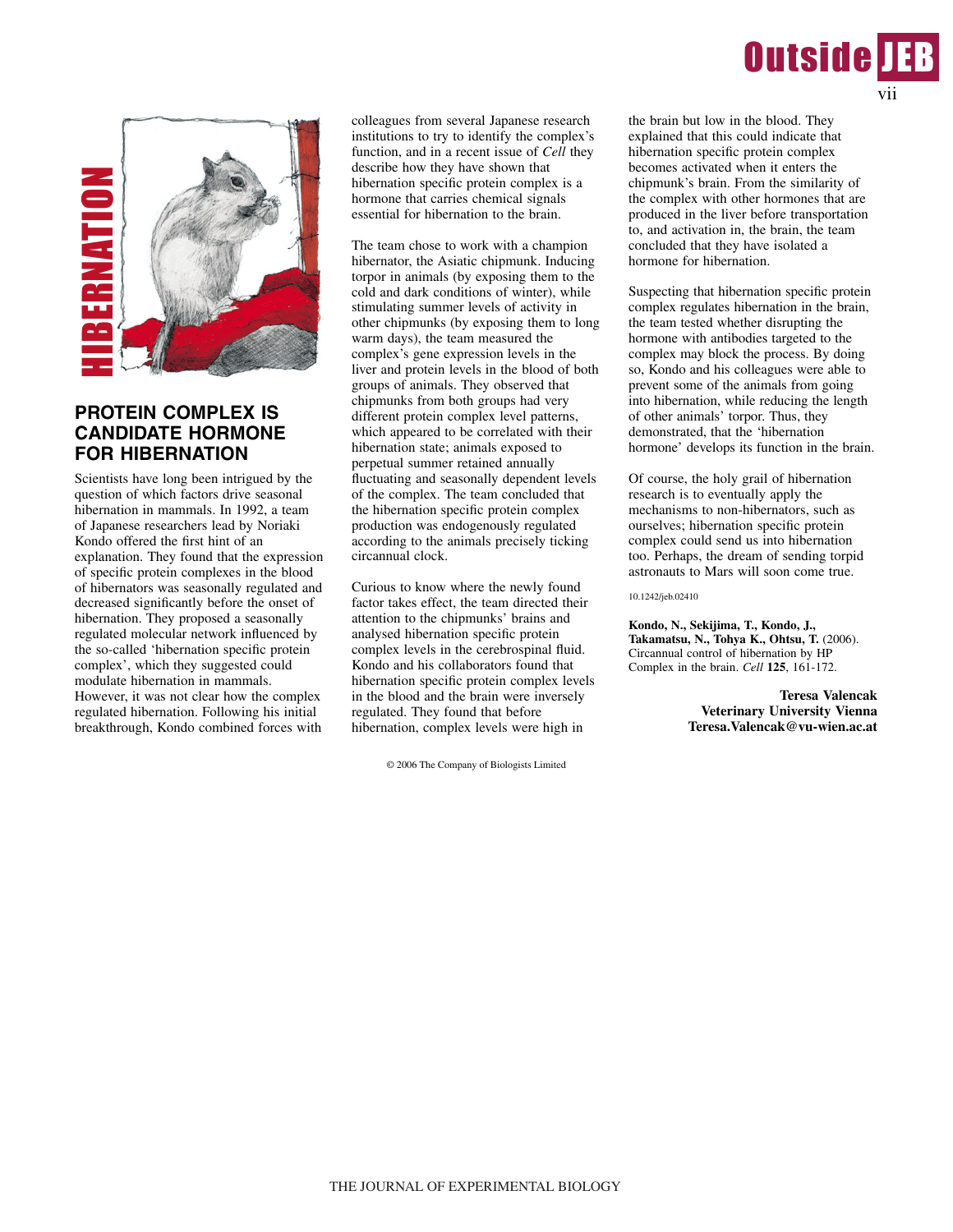# HIBERNATION

## PROTEIN COMPLEX IS CANDIDATE HORMONE FOR HIBERNATION

Scientists have long been intrigued by the question of which factors drive seasonal hibernation in mammals. In 1992, a team of Japanese researchers lead by Noriaki Kondo offered the first hint of an explanation. They found that the expression of specific protein complexes in the blood of hibernators was seasonally regulated and decreased significantly before the onset of hibernation. They proposed a seasonally regulated molecular network influenced by the so-called 'hibernation specific protein complex', which they suggested could modulate hibernation in mammals. However, it was not clear how the complex regulated hibernation. Following his initial breakthrough, Kondo combined forces with colleagues from several Japanese research institutions to try to identify the complex's function, and in a recent issue of *Cell* they describe how they have shown that hibernation specific protein complex is a hormone that carries chemical signals essential for hibernation to the brain.

The team chose to work with a champion hibernator, the Asiatic chipmunk. Inducing torpor in animals (by exposing them to the cold and dark conditions of winter), while stimulating summer levels of activity in other chipmunks (by exposing them to long warm days), the team measured the complex's gene expression levels in the liver and protein levels in the blood of both groups of animals. They observed that chipmunks from both groups had very different protein complex level patterns, which appeared to be correlated with their hibernation state; animals exposed to perpetual summer retained annually fluctuating and seasonally dependent levels of the complex. The team concluded that the hibernation specific protein complex production was endogenously regulated according to the animals precisely ticking circannual clock.

Curious to know where the newly found factor takes effect, the team directed their attention to the chipmunks' brains and analysed hibernation specific protein complex levels in the cerebrospinal fluid. Kondo and his collaborators found that hibernation specific protein complex levels in the blood and the brain were inversely regulated. They found that before hibernation, complex levels were high in the brain but low in the blood. They explained that this could indicate that hibernation specific protein complex becomes activated when it enters the chipmunk's brain. From the similarity of the complex with other hormones that are produced in the liver before transportation to, and activation in, the brain, the team concluded that they have isolated a hormone for hibernation.

Suspecting that hibernation specific protein complex regulates hibernation in the brain, the team tested whether disrupting the hormone with antibodies targeted to the complex may block the process. By doing so, Kondo and his colleagues were able to prevent some of the animals from going into hibernation, while reducing the length of other animals' torpor. Thus, they demonstrated, that the 'hibernation hormone' develops its function in the brain.

Of course, the holy grail of hibernation research is to eventually apply the mechanisms to non-hibernators, such as ourselves; hibernation specific protein complex could send us into hibernation too. Perhaps, the dream of sending torpid astronauts to Mars will soon come true.

10.1242/jeb.02410

**Kondo, N., Sekijima, T., Kondo, J., Takamatsu, N., Tohya K., Ohtsu, T.** (2006). Circannual control of hibernation by HP Complex in the brain. *Cell* **125**, 161-172.

**Teresa Valencak**
**Veterinary University Vienna**
**Teresa.Valencak@vu-wien.ac.at**

© 2006 The Company of Biologists Limited